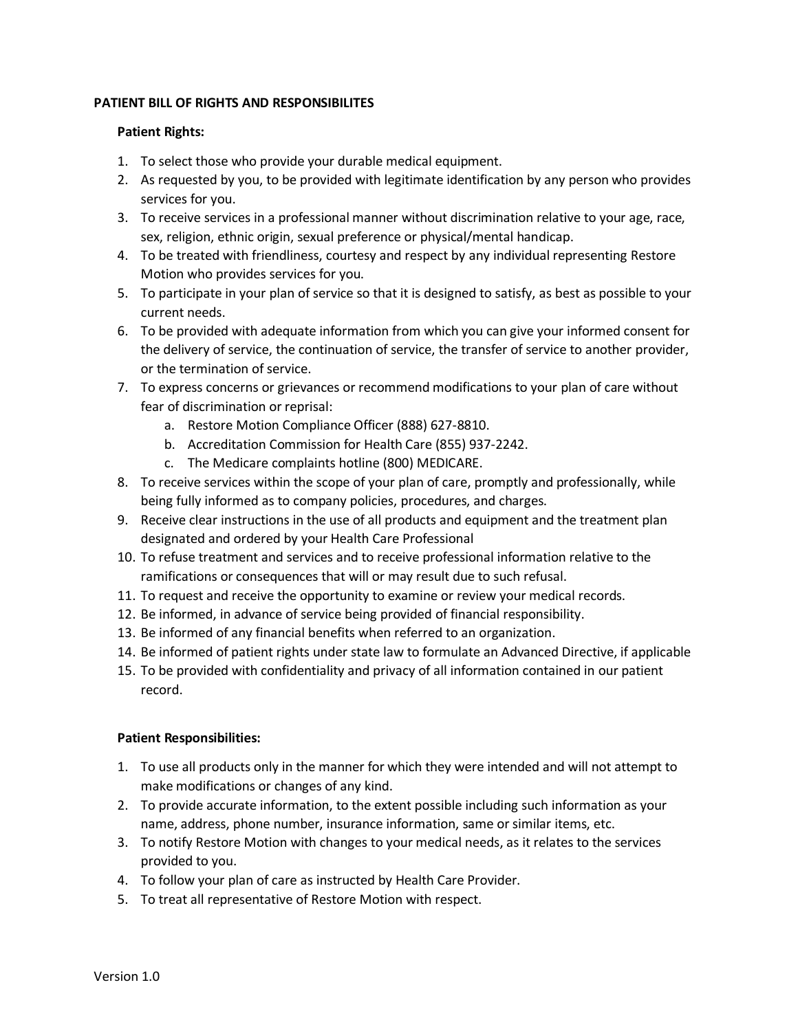**PATIENT BILL OF RIGHTS AND RESPONSIBILITES**

**Patient Rights:**

1. To select those who provide your durable medical equipment.
2. As requested by you, to be provided with legitimate identification by any person who provides services for you.
3. To receive services in a professional manner without discrimination relative to your age, race, sex, religion, ethnic origin, sexual preference or physical/mental handicap.
4. To be treated with friendliness, courtesy and respect by any individual representing Restore Motion who provides services for you.
5. To participate in your plan of service so that it is designed to satisfy, as best as possible to your current needs.
6. To be provided with adequate information from which you can give your informed consent for the delivery of service, the continuation of service, the transfer of service to another provider, or the termination of service.
7. To express concerns or grievances or recommend modifications to your plan of care without fear of discrimination or reprisal:
   a. Restore Motion Compliance Officer (888) 627-8810.
   b. Accreditation Commission for Health Care (855) 937-2242.
   c. The Medicare complaints hotline (800) MEDICARE.
8. To receive services within the scope of your plan of care, promptly and professionally, while being fully informed as to company policies, procedures, and charges.
9. Receive clear instructions in the use of all products and equipment and the treatment plan designated and ordered by your Health Care Professional
10. To refuse treatment and services and to receive professional information relative to the ramifications or consequences that will or may result due to such refusal.
11. To request and receive the opportunity to examine or review your medical records.
12. Be informed, in advance of service being provided of financial responsibility.
13. Be informed of any financial benefits when referred to an organization.
14. Be informed of patient rights under state law to formulate an Advanced Directive, if applicable
15. To be provided with confidentiality and privacy of all information contained in our patient record.

**Patient Responsibilities:**

1. To use all products only in the manner for which they were intended and will not attempt to make modifications or changes of any kind.
2. To provide accurate information, to the extent possible including such information as your name, address, phone number, insurance information, same or similar items, etc.
3. To notify Restore Motion with changes to your medical needs, as it relates to the services provided to you.
4. To follow your plan of care as instructed by Health Care Provider.
5. To treat all representative of Restore Motion with respect.

Version 1.0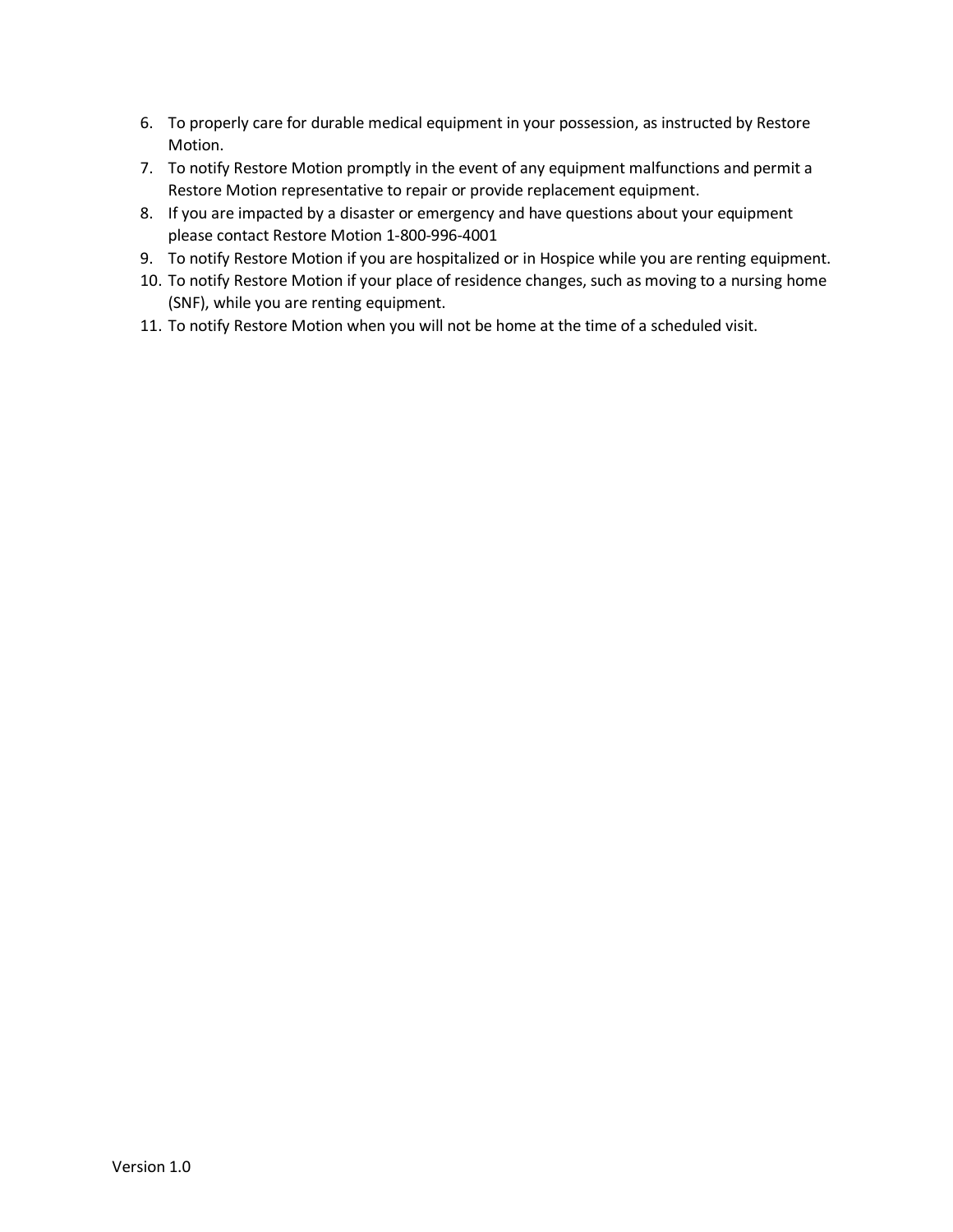6. To properly care for durable medical equipment in your possession, as instructed by Restore Motion.
7. To notify Restore Motion promptly in the event of any equipment malfunctions and permit a Restore Motion representative to repair or provide replacement equipment.
8. If you are impacted by a disaster or emergency and have questions about your equipment please contact Restore Motion 1-800-996-4001
9. To notify Restore Motion if you are hospitalized or in Hospice while you are renting equipment.
10. To notify Restore Motion if your place of residence changes, such as moving to a nursing home (SNF), while you are renting equipment.
11. To notify Restore Motion when you will not be home at the time of a scheduled visit.

Version 1.0